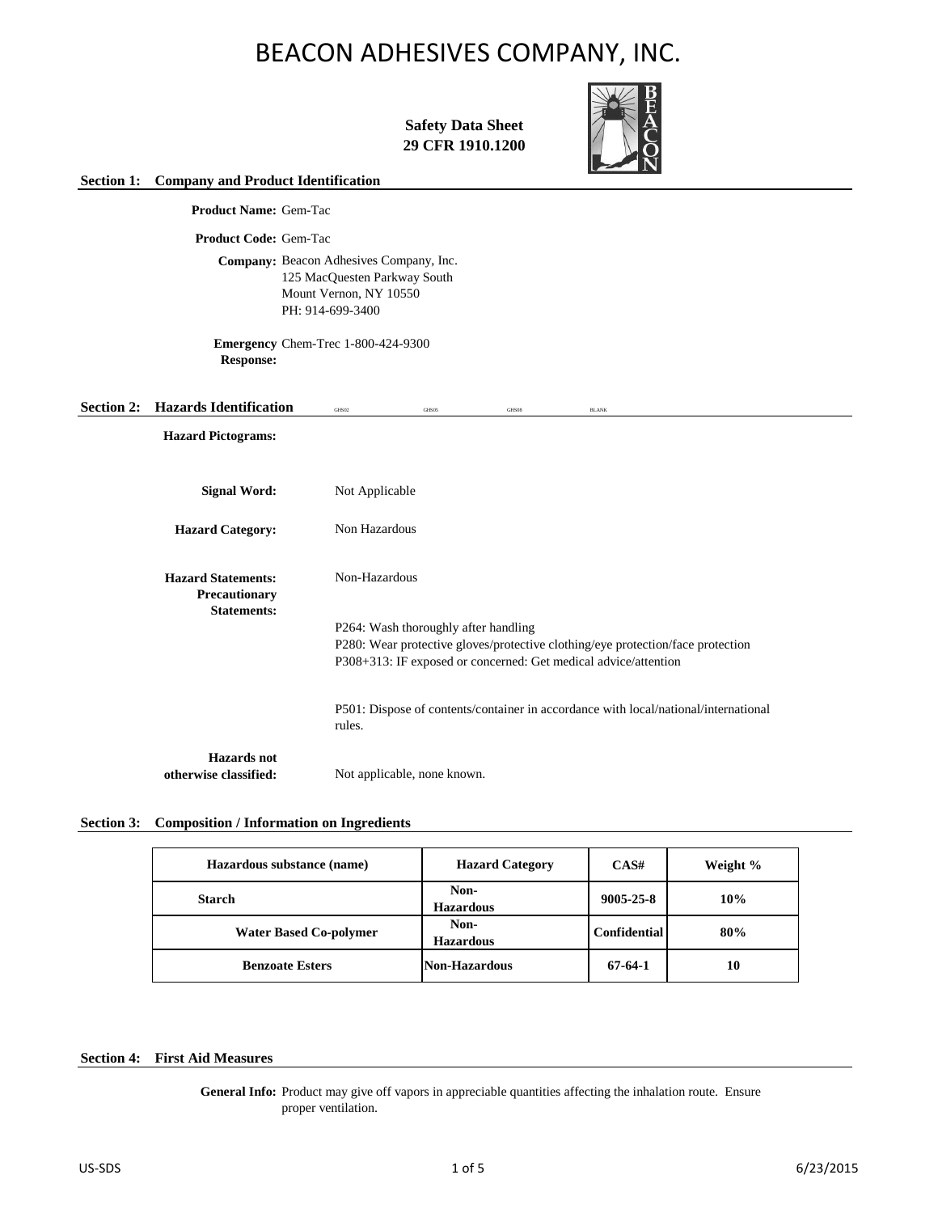# BEACON ADHESIVES COMPANY, INC.

**Safety Data Sheet**
**29 CFR 1910.1200**

## Section 1: Company and Product Identification

**Product Name:** Gem-Tac

**Product Code:** Gem-Tac

**Company:** Beacon Adhesives Company, Inc.
125 MacQuesten Parkway South
Mount Vernon, NY 10550
PH: 914-699-3400

**Emergency Response:** Chem-Trec 1-800-424-9300

## Section 2: Hazards Identification

GHS02 GHS05 GHS08 BLANK

**Hazard Pictograms:**

**Signal Word:** Not Applicable

**Hazard Category:** Non Hazardous

**Hazard Statements:** Non-Hazardous

**Precautionary Statements:**

P264: Wash thoroughly after handling
P280: Wear protective gloves/protective clothing/eye protection/face protection
P308+313: IF exposed or concerned: Get medical advice/attention

P501: Dispose of contents/container in accordance with local/national/international rules.

**Hazards not otherwise classified:** Not applicable, none known.

## Section 3: Composition / Information on Ingredients

| Hazardous substance (name) | Hazard Category | CAS# | Weight % |
|---|---|---|---|
| Starch | Non-Hazardous | 9005-25-8 | 10% |
| Water Based Co-polymer | Non-Hazardous | Confidential | 80% |
| Benzoate Esters | Non-Hazardous | 67-64-1 | 10 |

## Section 4: First Aid Measures

**General Info:** Product may give off vapors in appreciable quantities affecting the inhalation route. Ensure proper ventilation.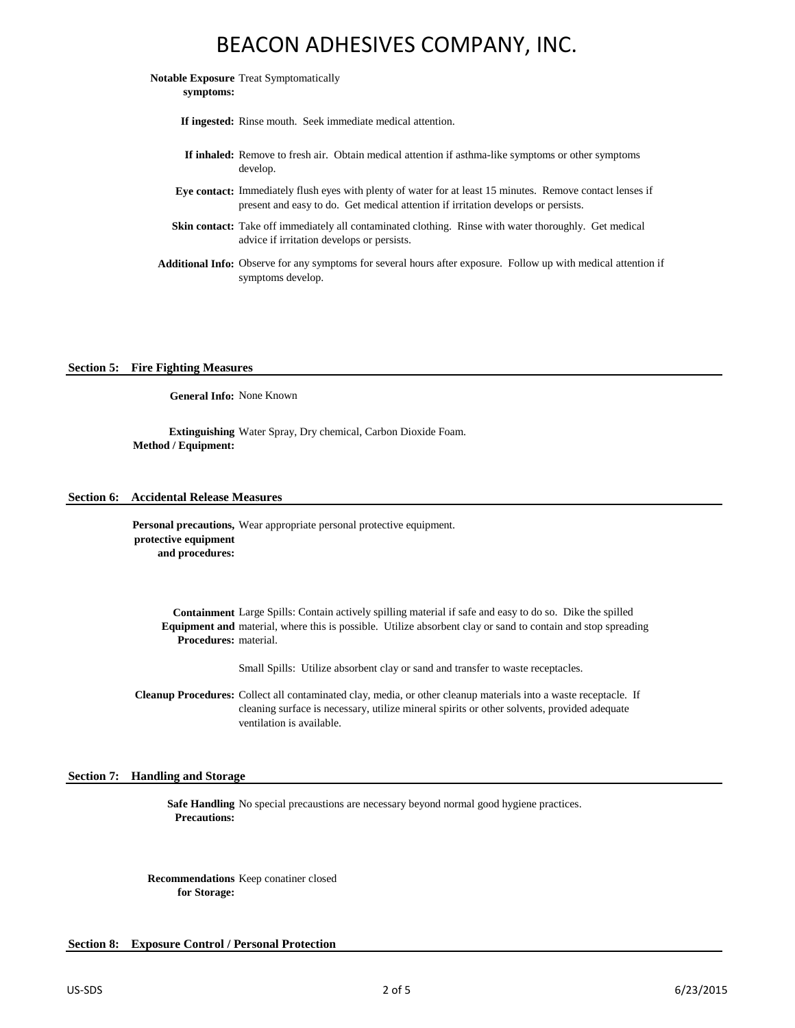**Notable Exposure symptoms:** Treat Symptomatically

**If ingested:** Rinse mouth. Seek immediate medical attention.

**If inhaled:** Remove to fresh air. Obtain medical attention if asthma-like symptoms or other symptoms develop.

**Eye contact:** Immediately flush eyes with plenty of water for at least 15 minutes. Remove contact lenses if present and easy to do. Get medical attention if irritation develops or persists.

**Skin contact:** Take off immediately all contaminated clothing. Rinse with water thoroughly. Get medical advice if irritation develops or persists.

**Additional Info:** Observe for any symptoms for several hours after exposure. Follow up with medical attention if symptoms develop.

## Section 5: Fire Fighting Measures

**General Info:** None Known

**Extinguishing Method / Equipment:** Water Spray, Dry chemical, Carbon Dioxide Foam.

## Section 6: Accidental Release Measures

**Personal precautions, protective equipment and procedures:** Wear appropriate personal protective equipment.

**Containment Equipment and Procedures:** Large Spills: Contain actively spilling material if safe and easy to do so. Dike the spilled material, where this is possible. Utilize absorbent clay or sand to contain and stop spreading material.

Small Spills: Utilize absorbent clay or sand and transfer to waste receptacles.

**Cleanup Procedures:** Collect all contaminated clay, media, or other cleanup materials into a waste receptacle. If cleaning surface is necessary, utilize mineral spirits or other solvents, provided adequate ventilation is available.

## Section 7: Handling and Storage

**Safe Handling Precautions:** No special precaustions are necessary beyond normal good hygiene practices.

**Recommendations for Storage:** Keep conatiner closed

## Section 8: Exposure Control / Personal Protection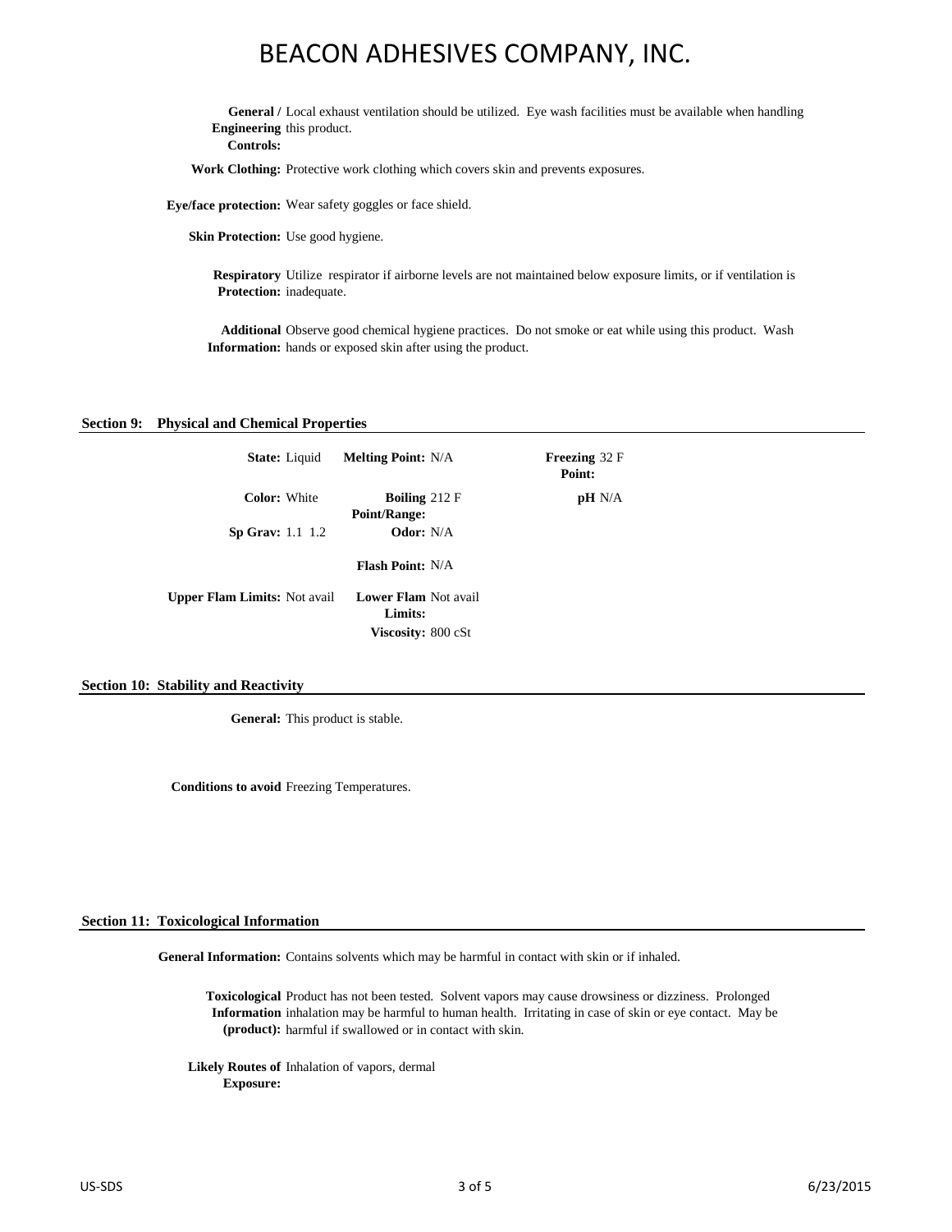# BEACON ADHESIVES COMPANY, INC.

**General / Engineering Controls:** Local exhaust ventilation should be utilized. Eye wash facilities must be available when handling this product.

**Work Clothing:** Protective work clothing which covers skin and prevents exposures.

**Eye/face protection:** Wear safety goggles or face shield.

**Skin Protection:** Use good hygiene.

**Respiratory Protection:** Utilize respirator if airborne levels are not maintained below exposure limits, or if ventilation is inadequate.

**Additional Information:** Observe good chemical hygiene practices. Do not smoke or eat while using this product. Wash hands or exposed skin after using the product.

## Section 9: Physical and Chemical Properties

| | | | | | |
|---|---|---|---|---|---|
| **State:** | Liquid | **Melting Point:** | N/A | **Freezing Point:** | 32 F |
| **Color:** | White | **Boiling Point/Range:** | 212 F | **pH** | N/A |
| **Sp Grav:** | 1.1 1.2 | **Odor:** | N/A | | |
| | | **Flash Point:** | N/A | | |
| **Upper Flam Limits:** | Not avail | **Lower Flam Limits:** | Not avail | | |
| | | **Viscosity:** | 800 cSt | | |

## Section 10: Stability and Reactivity

**General:** This product is stable.

**Conditions to avoid** Freezing Temperatures.

## Section 11: Toxicological Information

**General Information:** Contains solvents which may be harmful in contact with skin or if inhaled.

**Toxicological Information (product):** Product has not been tested. Solvent vapors may cause drowsiness or dizziness. Prolonged inhalation may be harmful to human health. Irritating in case of skin or eye contact. May be harmful if swallowed or in contact with skin.

**Likely Routes of Exposure:** Inhalation of vapors, dermal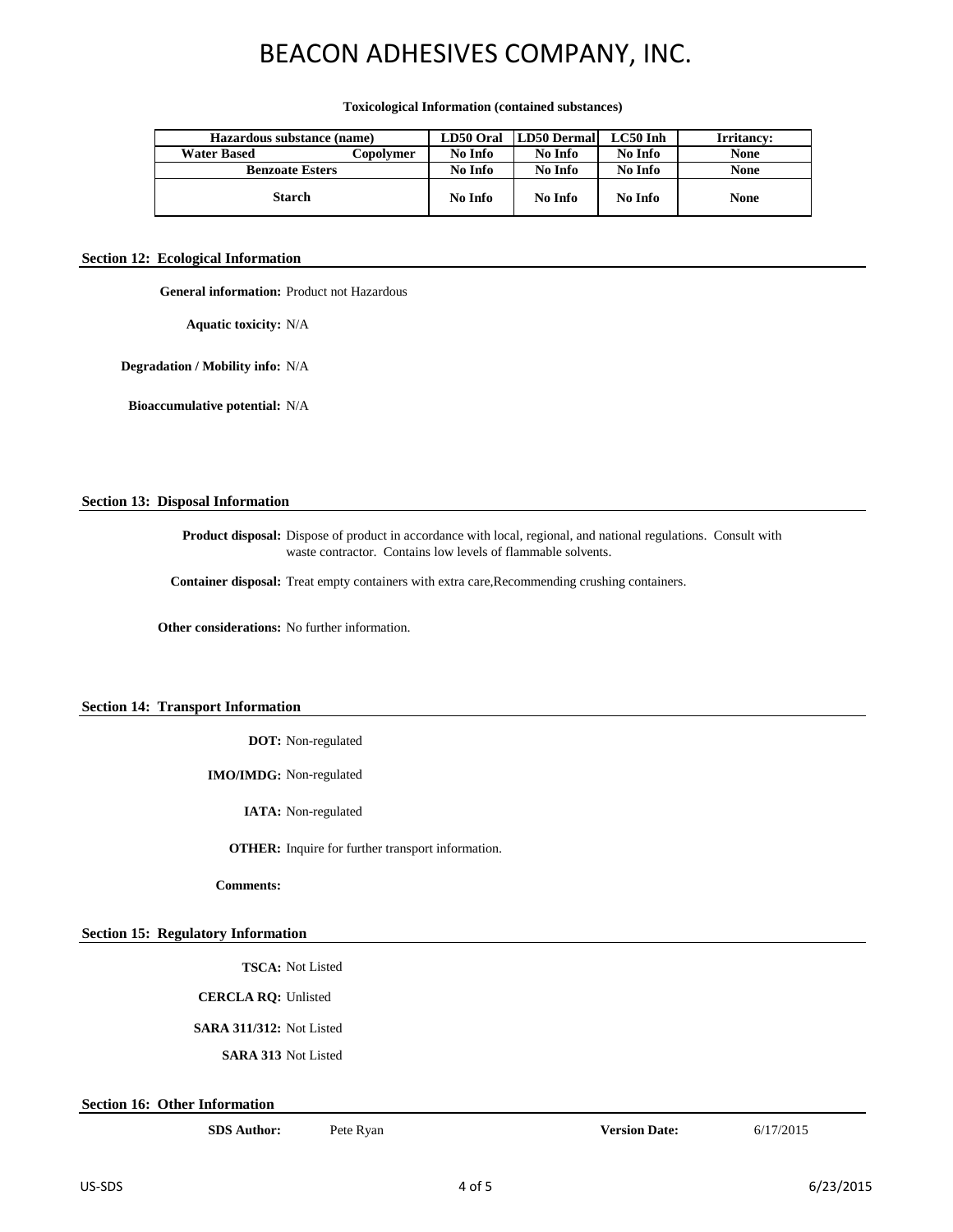# BEACON ADHESIVES COMPANY, INC.

**Toxicological Information (contained substances)**

| Hazardous substance (name) | LD50 Oral | LD50 Dermal | LC50 Inh | Irritancy: |
|---|---|---|---|---|
| Water Based Copolymer | No Info | No Info | No Info | None |
| Benzoate Esters | No Info | No Info | No Info | None |
| Starch | No Info | No Info | No Info | None |

## Section 12: Ecological Information

**General information:** Product not Hazardous

**Aquatic toxicity:** N/A

**Degradation / Mobility info:** N/A

**Bioaccumulative potential:** N/A

## Section 13: Disposal Information

**Product disposal:** Dispose of product in accordance with local, regional, and national regulations. Consult with waste contractor. Contains low levels of flammable solvents.

**Container disposal:** Treat empty containers with extra care,Recommending crushing containers.

**Other considerations:** No further information.

## Section 14: Transport Information

**DOT:** Non-regulated

**IMO/IMDG:** Non-regulated

**IATA:** Non-regulated

**OTHER:** Inquire for further transport information.

**Comments:**

## Section 15: Regulatory Information

**TSCA:** Not Listed

**CERCLA RQ:** Unlisted

**SARA 311/312:** Not Listed

**SARA 313** Not Listed

## Section 16: Other Information

**SDS Author:** Pete Ryan **Version Date:** 6/17/2015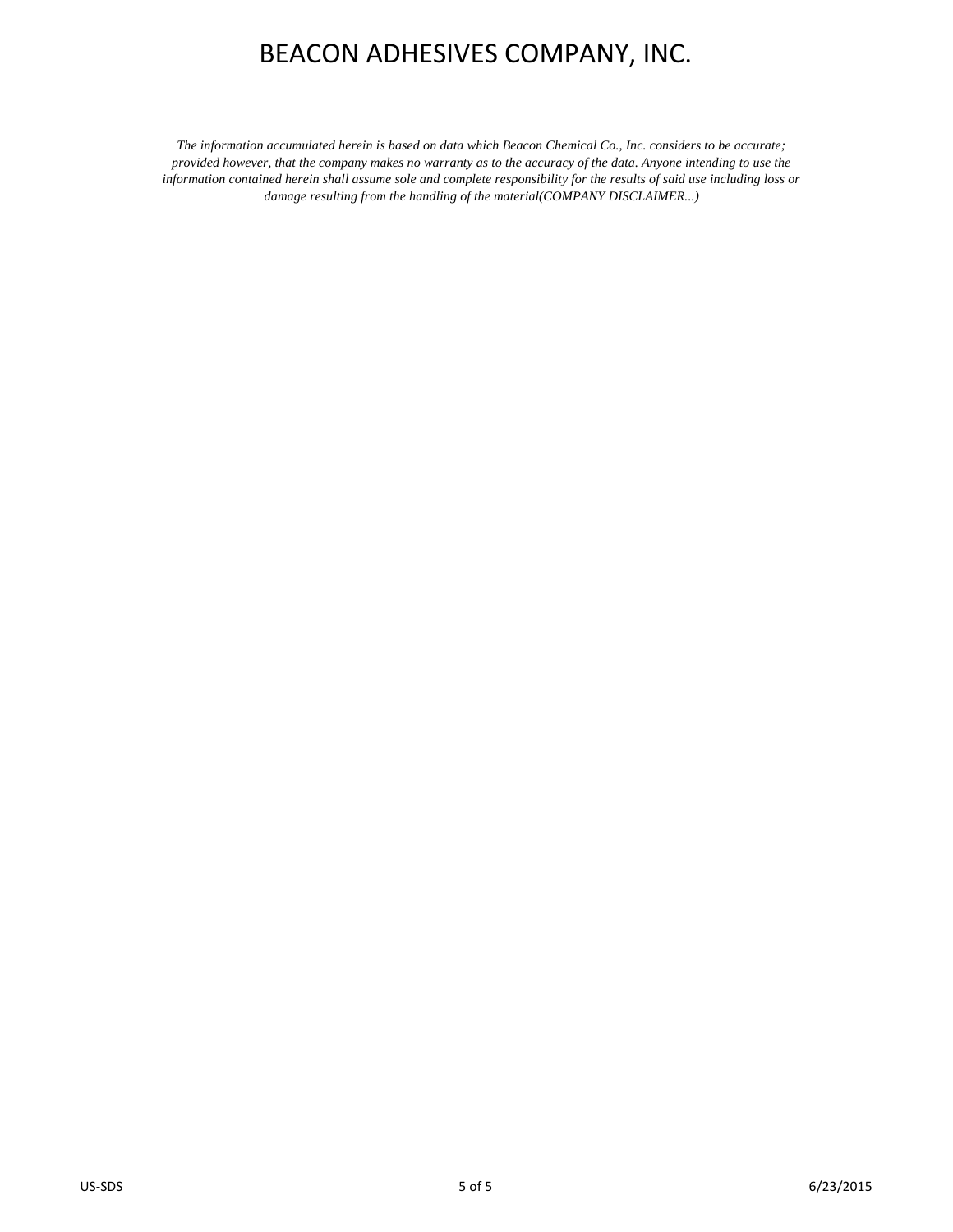*The information accumulated herein is based on data which Beacon Chemical Co., Inc. considers to be accurate; provided however, that the company makes no warranty as to the accuracy of the data. Anyone intending to use the information contained herein shall assume sole and complete responsibility for the results of said use including loss or damage resulting from the handling of the material(COMPANY DISCLAIMER...)*